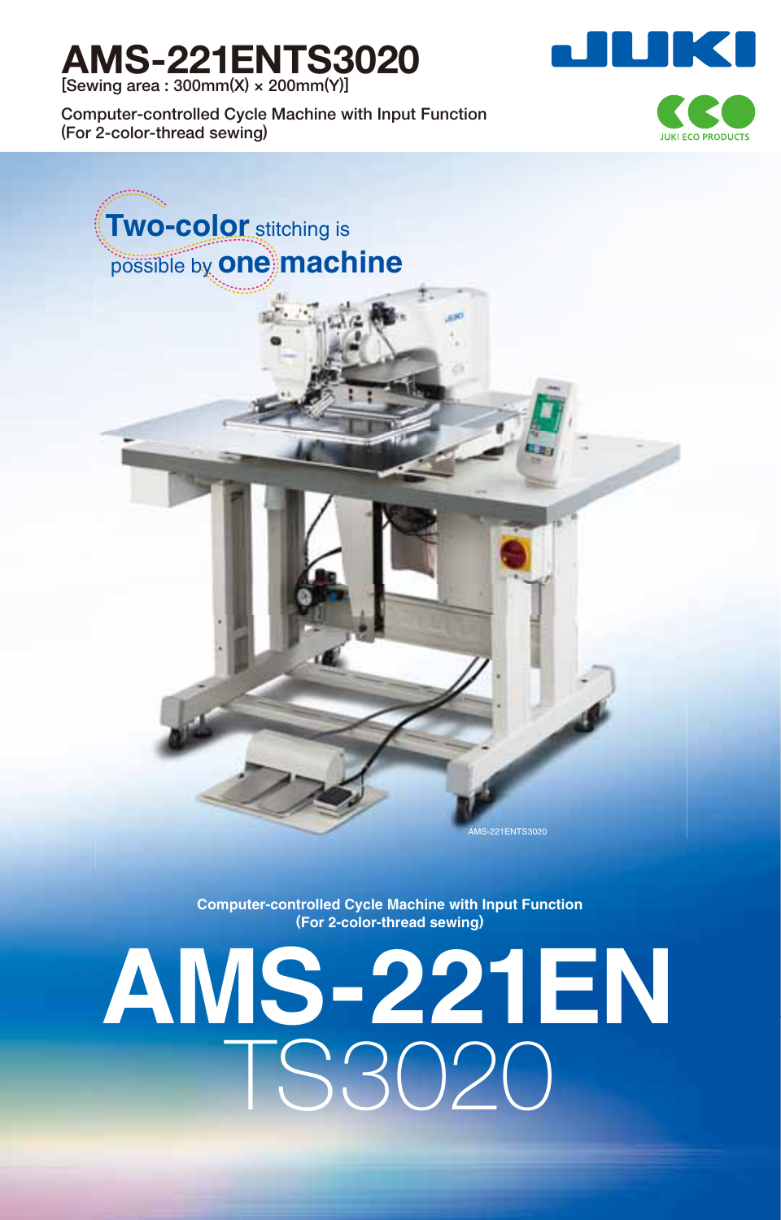# AMS-221ENTS3020

[Sewing area : 300mm(X) × 200mm(Y)]

Computer-controlled Cycle Machine with Input Function
(For 2-color-thread sewing)

JUKI

JUKI ECO PRODUCTS

**Two-color** stitching is possible by **one machine**

AMS-221ENTS3020

**Computer-controlled Cycle Machine with Input Function**
**(For 2-color-thread sewing)**

# AMS-221EN TS3020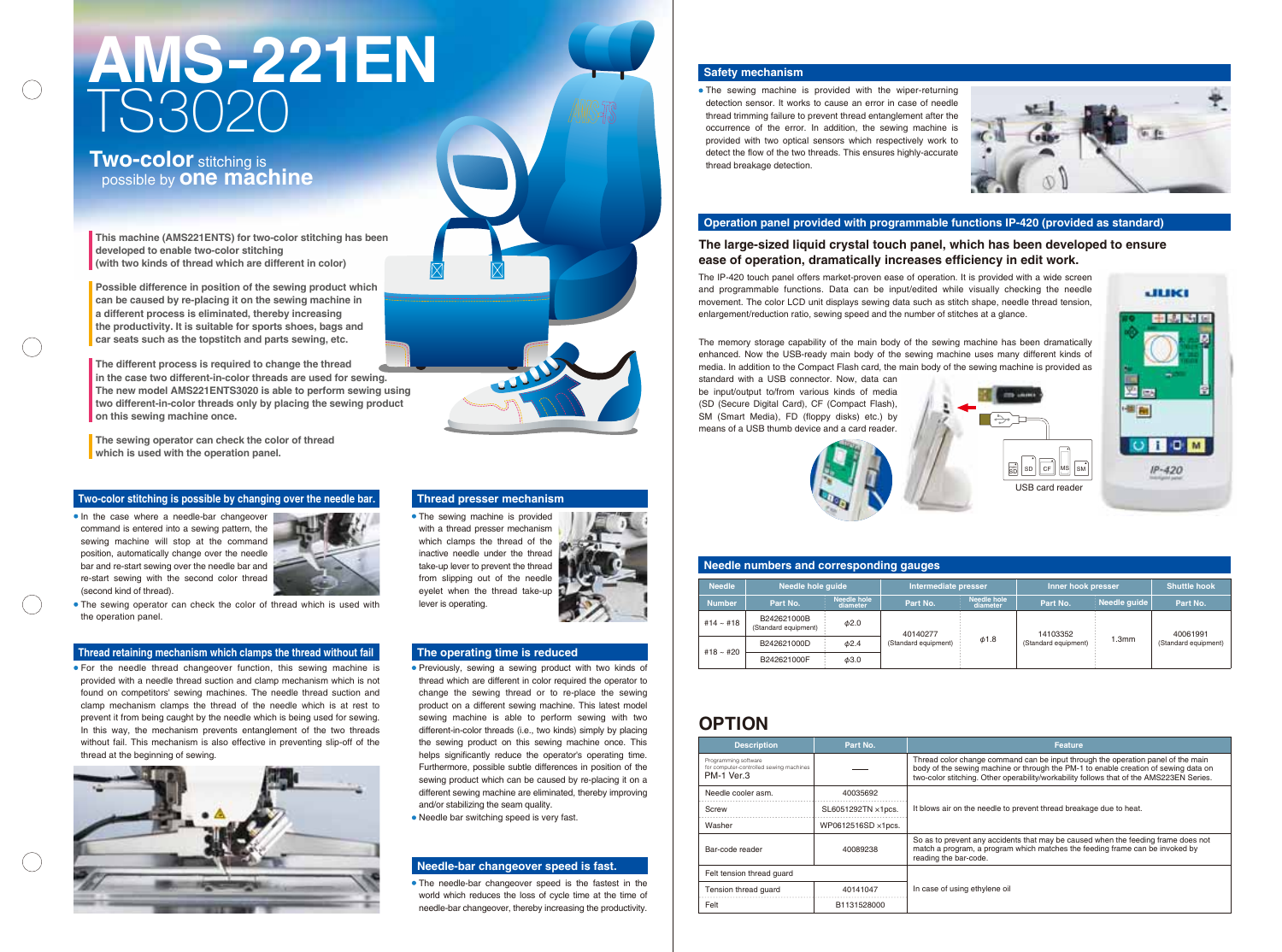# AMS-221EN TS3020

## Two-color stitching is possible by one machine

**This machine (AMS221ENTS) for two-color stitching has been developed to enable two-color stitching (with two kinds of thread which are different in color)**

**Possible difference in position of the sewing product which can be caused by re-placing it on the sewing machine in a different process is eliminated, thereby increasing the productivity. It is suitable for sports shoes, bags and car seats such as the topstitch and parts sewing, etc.**

**The different process is required to change the thread in the case two different-in-color threads are used for sewing. The new model AMS221ENTS3020 is able to perform sewing using two different-in-color threads only by placing the sewing product on this sewing machine once.**

**The sewing operator can check the color of thread which is used with the operation panel.**

### Two-color stitching is possible by changing over the needle bar.

- In the case where a needle-bar changeover command is entered into a sewing pattern, the sewing machine will stop at the command position, automatically change over the needle bar and re-start sewing over the needle bar and re-start sewing with the second color thread (second kind of thread).
- The sewing operator can check the color of thread which is used with the operation panel.

### Thread retaining mechanism which clamps the thread without fail

- For the needle thread changeover function, this sewing machine is provided with a needle thread suction and clamp mechanism which is not found on competitors' sewing machines. The needle thread suction and clamp mechanism clamps the thread of the needle which is at rest to prevent it from being caught by the needle which is being used for sewing. In this way, the mechanism prevents entanglement of the two threads without fail. This mechanism is also effective in preventing slip-off of the thread at the beginning of sewing.

### Thread presser mechanism

- The sewing machine is provided with a thread presser mechanism which clamps the thread of the inactive needle under the thread take-up lever to prevent the thread from slipping out of the needle eyelet when the thread take-up lever is operating.

### The operating time is reduced

- Previously, sewing a sewing product with two kinds of thread which are different in color required the operator to change the sewing thread or to re-place the sewing product on a different sewing machine. This latest model sewing machine is able to perform sewing with two different-in-color threads (i.e., two kinds) simply by placing the sewing product on this sewing machine once. This helps significantly reduce the operator's operating time. Furthermore, possible subtle differences in position of the sewing product which can be caused by re-placing it on a different sewing machine are eliminated, thereby improving and/or stabilizing the seam quality.
- Needle bar switching speed is very fast.

### Needle-bar changeover speed is fast.

- The needle-bar changeover speed is the fastest in the world which reduces the loss of cycle time at the time of needle-bar changeover, thereby increasing the productivity.

### Safety mechanism

- The sewing machine is provided with the wiper-returning detection sensor. It works to cause an error in case of needle thread trimming failure to prevent thread entanglement after the occurrence of the error. In addition, the sewing machine is provided with two optical sensors which respectively work to detect the flow of the two threads. This ensures highly-accurate thread breakage detection.

### Operation panel provided with programmable functions IP-420 (provided as standard)

**The large-sized liquid crystal touch panel, which has been developed to ensure ease of operation, dramatically increases efficiency in edit work.**

The IP-420 touch panel offers market-proven ease of operation. It is provided with a wide screen and programmable functions. Data can be input/edited while visually checking the needle movement. The color LCD unit displays sewing data such as stitch shape, needle thread tension, enlargement/reduction ratio, sewing speed and the number of stitches at a glance.

The memory storage capability of the main body of the sewing machine has been dramatically enhanced. Now the USB-ready main body of the sewing machine uses many different kinds of media. In addition to the Compact Flash card, the main body of the sewing machine is provided as standard with a USB connector. Now, data can be input/output to/from various kinds of media (SD (Secure Digital Card), CF (Compact Flash), SM (Smart Media), FD (floppy disks) etc.) by means of a USB thumb device and a card reader.

USB card reader

### Needle numbers and corresponding gauges

| Needle | Needle hole guide | | Intermediate presser | | Inner hook presser | | Shuttle hook |
|---|---|---|---|---|---|---|---|
| Number | Part No. | Needle hole diameter | Part No. | Needle hole diameter | Part No. | Needle guide | Part No. |
| #14 ~ #18 | B242621000B (Standard equipment) | φ2.0 | 40140277 (Standard equipment) | φ1.8 | 14103352 (Standard equipment) | 1.3mm | 40061991 (Standard equipment) |
| #18 ~ #20 | B242621000D | φ2.4 | | | | | |
| | B242621000F | φ3.0 | | | | | |

## OPTION

| Description | Part No. | Feature |
|---|---|---|
| Programming software for computer-controlled sewing machines PM-1 Ver.3 | — | Thread color change command can be input through the operation panel of the main body of the sewing machine or through the PM-1 to enable creation of sewing data on two-color stitching. Other operability/workability follows that of the AMS223EN Series. |
| Needle cooler asm. | 40035692 | It blows air on the needle to prevent thread breakage due to heat. |
| Screw | SL6051292TN ×1pcs. | |
| Washer | WP0612516SD ×1pcs. | |
| Bar-code reader | 40089238 | So as to prevent any accidents that may be caused when the feeding frame does not match a program, a program which matches the feeding frame can be invoked by reading the bar-code. |
| Felt tension thread guard | | In case of using ethylene oil |
| Tension thread guard | 40141047 | |
| Felt | B1131528000 | |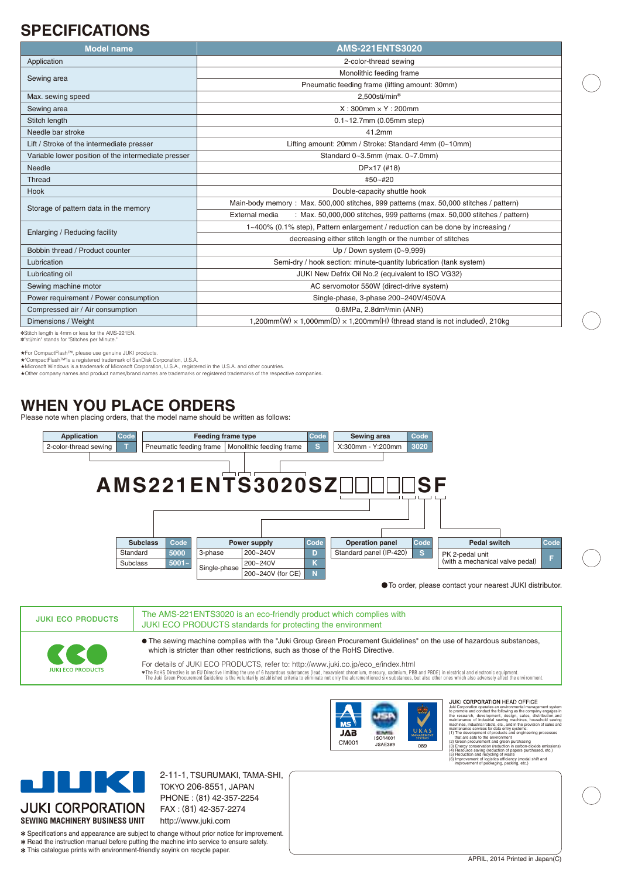# SPECIFICATIONS

| Model name | AMS-221ENTS3020 |
|---|---|
| Application | 2-color-thread sewing |
| Sewing area | Monolithic feeding frame |
| | Pneumatic feeding frame (lifting amount: 30mm) |
| Max. sewing speed | 2,500sti/min* |
| Sewing area | X : 300mm × Y : 200mm |
| Stitch length | 0.1~12.7mm (0.05mm step) |
| Needle bar stroke | 41.2mm |
| Lift / Stroke of the intermediate presser | Lifting amount: 20mm / Stroke: Standard 4mm (0~10mm) |
| Variable lower position of the intermediate presser | Standard 0~3.5mm (max. 0~7.0mm) |
| Needle | DP×17 (#18) |
| Thread | #50~#20 |
| Hook | Double-capacity shuttle hook |
| Storage of pattern data in the memory | Main-body memory : Max. 500,000 stitches, 999 patterns (max. 50,000 stitches / pattern) |
| | External media : Max. 50,000,000 stitches, 999 patterns (max. 50,000 stitches / pattern) |
| Enlarging / Reducing facility | 1~400% (0.1% step), Pattern enlargement / reduction can be done by increasing / decreasing either stitch length or the number of stitches |
| Bobbin thread / Product counter | Up / Down system (0~9,999) |
| Lubrication | Semi-dry / hook section: minute-quantity lubrication (tank system) |
| Lubricating oil | JUKI New Defrix Oil No.2 (equivalent to ISO VG32) |
| Sewing machine motor | AC servomotor 550W (direct-drive system) |
| Power requirement / Power consumption | Single-phase, 3-phase 200~240V/450VA |
| Compressed air / Air consumption | 0.6MPa, 2.8dm³/min (ANR) |
| Dimensions / Weight | 1,200mm(W) × 1,000mm(D) × 1,200mm(H) (thread stand is not included), 210kg |

*Stitch length is 4mm or less for the AMS-221EN.
*"sti/min" stands for "Stitches per Minute."

★For CompactFlash™, please use genuine JUKI products.
★"CompactFlash™"is a registered trademark of SanDisk Corporation, U.S.A.
★Microsoft Windows is a trademark of Microsoft Corporation, U.S.A., registered in the U.S.A. and other countries.
★Other company names and product names/brand names are trademarks or registered trademarks of the respective companies.

# WHEN YOU PLACE ORDERS

Please note when placing orders, that the model name should be written as follows:

| Application | Code |
|---|---|
| 2-color-thread sewing | T |

| Feeding frame type | | Code |
|---|---|---|
| Pneumatic feeding frame | Monolithic feeding frame | S |

| Sewing area | Code |
|---|---|
| X:300mm - Y:200mm | 3020 |

**AMS221ENTS3020SZ□□□□□SF**

| Subclass | Code |
|---|---|
| Standard | 5000 |
| Subclass | 5001~ |

| Power supply | | Code |
|---|---|---|
| 3-phase | 200~240V | D |
| Single-phase | 200~240V | K |
| | 200~240V (for CE) | N |

| Operation panel | Code |
|---|---|
| Standard panel (IP-420) | S |

| Pedal switch | Code |
|---|---|
| PK 2-pedal unit (with a mechanical valve pedal) | F |

●To order, please contact your nearest JUKI distributor.

**JUKI ECO PRODUCTS**

The AMS-221ENTS3020 is an eco-friendly product which complies with JUKI ECO PRODUCTS standards for protecting the environment

- The sewing machine complies with the "Juki Group Green Procurement Guidelines" on the use of hazardous substances, which is stricter than other restrictions, such as those of the RoHS Directive.

For details of JUKI ECO PRODUCTS, refer to: http://www.juki.co.jp/eco_e/index.html

*The RoHS Directive is an EU Directive limiting the use of 6 hazardous substances (lead, hexavalent chromium, mercury, cadmium, PBB and PBDE) in electrical and electronic equipment.
The Juki Green Procurement Guideline is the voluntarily established criteria to eliminate not only the aforementioned six substances, but also other ones which also adversely affect the environment.

JUKI ECO PRODUCTS

MS JAB CM001 | ISO14001 JSAE389 | UKAS MANAGEMENT SYSTEMS 089

**JUKI CORPORATION** HEAD OFFICE
Juki Corporation operates an environmental management system to promote and conduct the following as the company engages in the research, development, design, sales, distribution,and maintenance of industrial sewing machines, household sewing machines, industrial robots, etc., and in the provision of sales and maintenance services for data entry systems:
(1) The development of products and engineering processes that are safe to the environment
(2) Green procurement and green purchasing
(3) Energy conservation (reduction in carbon-dioxide emissions)
(4) Resource saving (reduction of papers purchased, etc.)
(5) Reduction and recycling of waste
(6) Improvement of logistics efficiency (modal shift and improvement of packaging, packing, etc.)

**JUKI CORPORATION**
**SEWING MACHINERY BUSINESS UNIT**

2-11-1, TSURUMAKI, TAMA-SHI,
TOKYO 206-8551, JAPAN
PHONE : (81) 42-357-2254
FAX : (81) 42-357-2274
http://www.juki.com

* Specifications and appearance are subject to change without prior notice for improvement.
* Read the instruction manual before putting the machine into service to ensure safety.
* This catalogue prints with environment-friendly soyink on recycle paper.

APRIL, 2014 Printed in Japan(C)